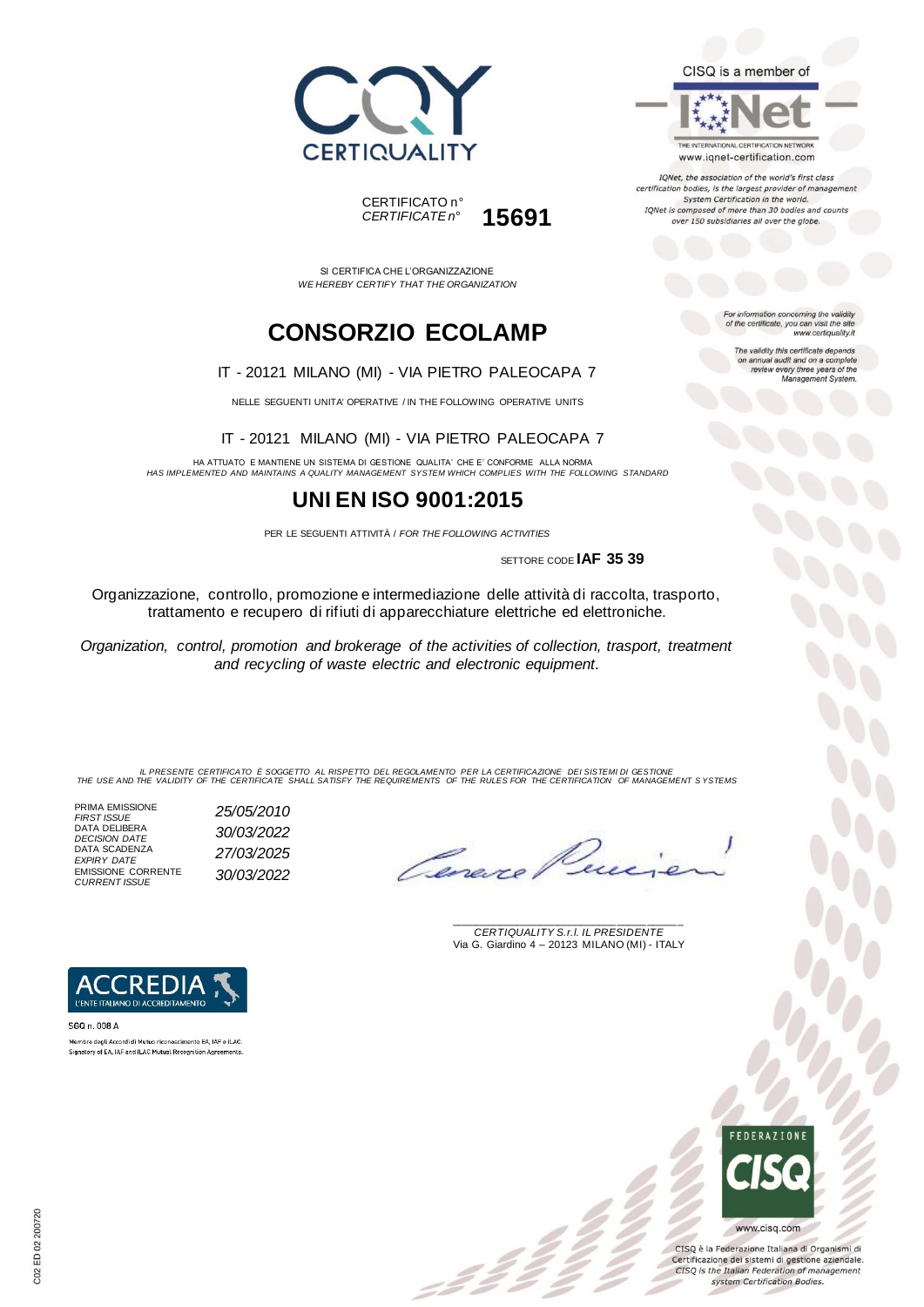CERTIQUALITY

CISQ is a member of

IQNet

THE INTERNATIONAL CERTIFICATION NETWORK
www.iqnet-certification.com

*IQNet, the association of the world's first class certification bodies, is the largest provider of management System Certification in the world. IQNet is composed of more than 30 bodies and counts over 150 subsidiaries all over the globe.*

CERTIFICATO n°
*CERTIFICATE n°* **15691**

SI CERTIFICA CHE L'ORGANIZZAZIONE
*WE HEREBY CERTIFY THAT THE ORGANIZATION*

# CONSORZIO ECOLAMP

IT - 20121 MILANO (MI) - VIA PIETRO PALEOCAPA 7

NELLE SEGUENTI UNITA' OPERATIVE / IN THE FOLLOWING OPERATIVE UNITS

IT - 20121 MILANO (MI) - VIA PIETRO PALEOCAPA 7

HA ATTUATO E MANTIENE UN SISTEMA DI GESTIONE QUALITA' CHE E' CONFORME ALLA NORMA
*HAS IMPLEMENTED AND MAINTAINS A QUALITY MANAGEMENT SYSTEM WHICH COMPLIES WITH THE FOLLOWING STANDARD*

# UNI EN ISO 9001:2015

PER LE SEGUENTI ATTIVITÀ / *FOR THE FOLLOWING ACTIVITIES*

SETTORE CODE **IAF 35 39**

*For information concerning the validity of the certificate, you can visit the site www.certiquality.it*

*The validity this certificate depends on annual audit and on a complete review every three years of the Management System.*

Organizzazione, controllo, promozione e intermediazione delle attività di raccolta, trasporto, trattamento e recupero di rifiuti di apparecchiature elettriche ed elettroniche.

*Organization, control, promotion and brokerage of the activities of collection, trasport, treatment and recycling of waste electric and electronic equipment.*

*IL PRESENTE CERTIFICATO È SOGGETTO AL RISPETTO DEL REGOLAMENTO PER LA CERTIFICAZIONE DEI SISTEMI DI GESTIONE*
*THE USE AND THE VALIDITY OF THE CERTIFICATE SHALL SATISFY THE REQUIREMENTS OF THE RULES FOR THE CERTIFICATION OF MANAGEMENT SYSTEMS*

| | |
|---|---|
| PRIMA EMISSIONE *FIRST ISSUE* | *25/05/2010* |
| DATA DELIBERA *DECISION DATE* | *30/03/2022* |
| DATA SCADENZA *EXPIRY DATE* | *27/03/2025* |
| EMISSIONE CORRENTE *CURRENT ISSUE* | *30/03/2022* |

*CERTIQUALITY S.r.l. IL PRESIDENTE*
Via G. Giardino 4 – 20123 MILANO (MI) - ITALY

ACCREDIA
L'ENTE ITALIANO DI ACCREDITAMENTO

SGQ n. 008 A

Membro degli Accordi di Mutuo riconoscimento EA, IAF e ILAC.
Signatory of EA, IAF and ILAC Mutual Recognition Agreements.

FEDERAZIONE CISQ

www.cisq.com

CISQ è la Federazione Italiana di Organismi di Certificazione dei sistemi di gestione aziendale.
*CISQ is the Italian Federation of management system Certification Bodies.*

C02 ED 02 200720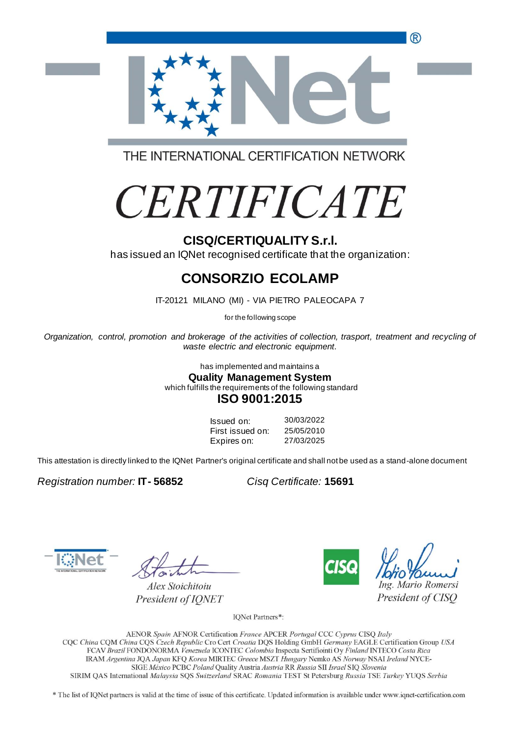THE INTERNATIONAL CERTIFICATION NETWORK

# *CERTIFICATE*

**CISQ/CERTIQUALITY S.r.l.**

has issued an IQNet recognised certificate that the organization:

## CONSORZIO ECOLAMP

IT-20121 MILANO (MI) - VIA PIETRO PALEOCAPA 7

for the following scope

*Organization, control, promotion and brokerage of the activities of collection, trasport, treatment and recycling of waste electric and electronic equipment.*

has implemented and maintains a

**Quality Management System**

which fulfills the requirements of the following standard

**ISO 9001:2015**

| | |
|---|---|
| Issued on: | 30/03/2022 |
| First issued on: | 25/05/2010 |
| Expires on: | 27/03/2025 |

This attestation is directly linked to the IQNet Partner's original certificate and shall not be used as a stand-alone document

*Registration number:* **IT - 56852** *Cisq Certificate:* **15691**

*Alex Stoichitoiu*
*President of IQNET*

*Ing. Mario Romersi*
*President of CISQ*

IQNet Partners*:

AENOR *Spain* AFNOR Certification *France* APCER *Portugal* CCC *Cyprus* CISQ *Italy*
CQC *China* CQM *China* CQS *Czech Republic* Cro Cert *Croatia* DQS Holding GmbH *Germany* EAGLE Certification Group *USA*
FCAV *Brazil* FONDONORMA *Venezuela* ICONTEC *Colombia* Inspecta Sertifiointi Oy *Finland* INTECO *Costa Rica*
IRAM *Argentina* JQA *Japan* KFQ *Korea* MIRTEC *Greece* MSZT *Hungary* Nemko AS *Norway* NSAI *Ireland* NYCE-SIGE *México* PCBC *Poland* Quality Austria *Austria* RR *Russia* SII *Israel* SIQ *Slovenia*
SIRIM QAS International *Malaysia* SQS *Switzerland* SRAC *Romania* TEST St Petersburg *Russia* TSE *Turkey* YUQS *Serbia*

* The list of IQNet partners is valid at the time of issue of this certificate. Updated information is available under www.iqnet-certification.com